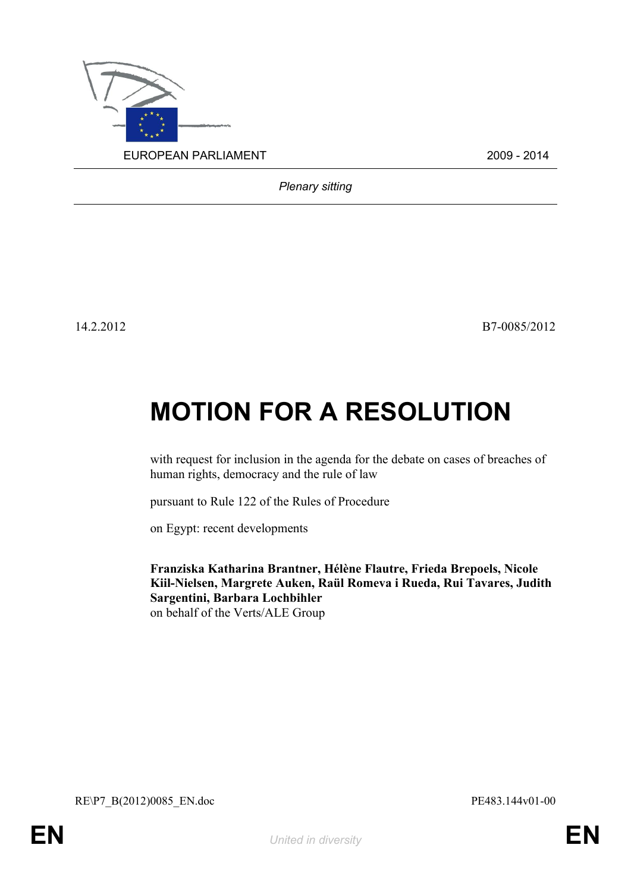EUROPEAN PARLIAMENT 2009 - 2014

*Plenary sitting*

14.2.2012 B7-0085/2012

# MOTION FOR A RESOLUTION

with request for inclusion in the agenda for the debate on cases of breaches of human rights, democracy and the rule of law

pursuant to Rule 122 of the Rules of Procedure

on Egypt: recent developments

**Franziska Katharina Brantner, Hélène Flautre, Frieda Brepoels, Nicole Kiil-Nielsen, Margrete Auken, Raül Romeva i Rueda, Rui Tavares, Judith Sargentini, Barbara Lochbihler**
on behalf of the Verts/ALE Group

RE\P7_B(2012)0085_EN.doc PE483.144v01-00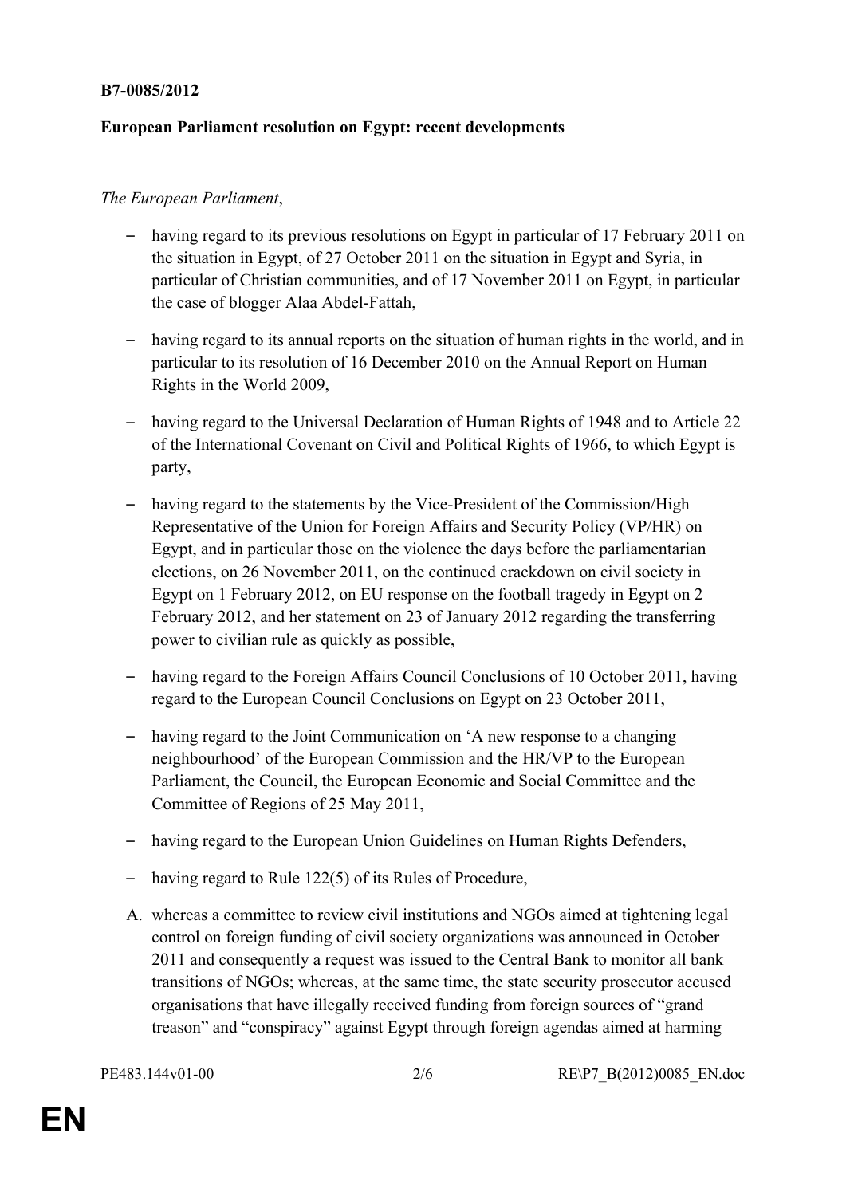**B7-0085/2012**

**European Parliament resolution on Egypt: recent developments**

*The European Parliament*,

- having regard to its previous resolutions on Egypt in particular of 17 February 2011 on the situation in Egypt, of 27 October 2011 on the situation in Egypt and Syria, in particular of Christian communities, and of 17 November 2011 on Egypt, in particular the case of blogger Alaa Abdel-Fattah,
- having regard to its annual reports on the situation of human rights in the world, and in particular to its resolution of 16 December 2010 on the Annual Report on Human Rights in the World 2009,
- having regard to the Universal Declaration of Human Rights of 1948 and to Article 22 of the International Covenant on Civil and Political Rights of 1966, to which Egypt is party,
- having regard to the statements by the Vice-President of the Commission/High Representative of the Union for Foreign Affairs and Security Policy (VP/HR) on Egypt, and in particular those on the violence the days before the parliamentarian elections, on 26 November 2011, on the continued crackdown on civil society in Egypt on 1 February 2012, on EU response on the football tragedy in Egypt on 2 February 2012, and her statement on 23 of January 2012 regarding the transferring power to civilian rule as quickly as possible,
- having regard to the Foreign Affairs Council Conclusions of 10 October 2011, having regard to the European Council Conclusions on Egypt on 23 October 2011,
- having regard to the Joint Communication on 'A new response to a changing neighbourhood' of the European Commission and the HR/VP to the European Parliament, the Council, the European Economic and Social Committee and the Committee of Regions of 25 May 2011,
- having regard to the European Union Guidelines on Human Rights Defenders,
- having regard to Rule 122(5) of its Rules of Procedure,

A. whereas a committee to review civil institutions and NGOs aimed at tightening legal control on foreign funding of civil society organizations was announced in October 2011 and consequently a request was issued to the Central Bank to monitor all bank transitions of NGOs; whereas, at the same time, the state security prosecutor accused organisations that have illegally received funding from foreign sources of "grand treason" and "conspiracy" against Egypt through foreign agendas aimed at harming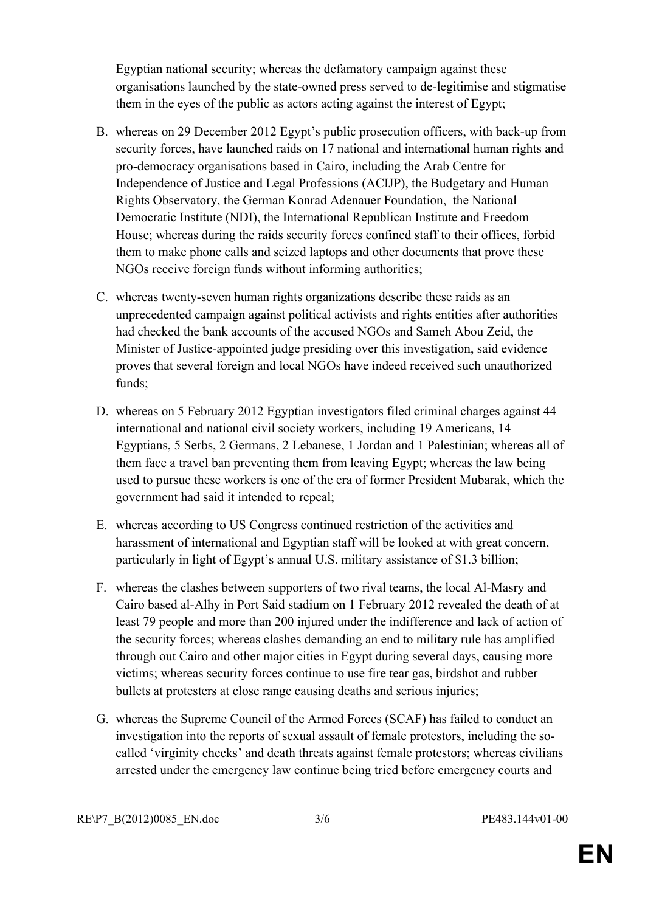Egyptian national security; whereas the defamatory campaign against these organisations launched by the state-owned press served to de-legitimise and stigmatise them in the eyes of the public as actors acting against the interest of Egypt;

B. whereas on 29 December 2012 Egypt's public prosecution officers, with back-up from security forces, have launched raids on 17 national and international human rights and pro-democracy organisations based in Cairo, including the Arab Centre for Independence of Justice and Legal Professions (ACIJP), the Budgetary and Human Rights Observatory, the German Konrad Adenauer Foundation, the National Democratic Institute (NDI), the International Republican Institute and Freedom House; whereas during the raids security forces confined staff to their offices, forbid them to make phone calls and seized laptops and other documents that prove these NGOs receive foreign funds without informing authorities;

C. whereas twenty-seven human rights organizations describe these raids as an unprecedented campaign against political activists and rights entities after authorities had checked the bank accounts of the accused NGOs and Sameh Abou Zeid, the Minister of Justice-appointed judge presiding over this investigation, said evidence proves that several foreign and local NGOs have indeed received such unauthorized funds;

D. whereas on 5 February 2012 Egyptian investigators filed criminal charges against 44 international and national civil society workers, including 19 Americans, 14 Egyptians, 5 Serbs, 2 Germans, 2 Lebanese, 1 Jordan and 1 Palestinian; whereas all of them face a travel ban preventing them from leaving Egypt; whereas the law being used to pursue these workers is one of the era of former President Mubarak, which the government had said it intended to repeal;

E. whereas according to US Congress continued restriction of the activities and harassment of international and Egyptian staff will be looked at with great concern, particularly in light of Egypt's annual U.S. military assistance of $1.3 billion;

F. whereas the clashes between supporters of two rival teams, the local Al-Masry and Cairo based al-Alhy in Port Said stadium on 1 February 2012 revealed the death of at least 79 people and more than 200 injured under the indifference and lack of action of the security forces; whereas clashes demanding an end to military rule has amplified through out Cairo and other major cities in Egypt during several days, causing more victims; whereas security forces continue to use fire tear gas, birdshot and rubber bullets at protesters at close range causing deaths and serious injuries;

G. whereas the Supreme Council of the Armed Forces (SCAF) has failed to conduct an investigation into the reports of sexual assault of female protestors, including the so-called 'virginity checks' and death threats against female protestors; whereas civilians arrested under the emergency law continue being tried before emergency courts and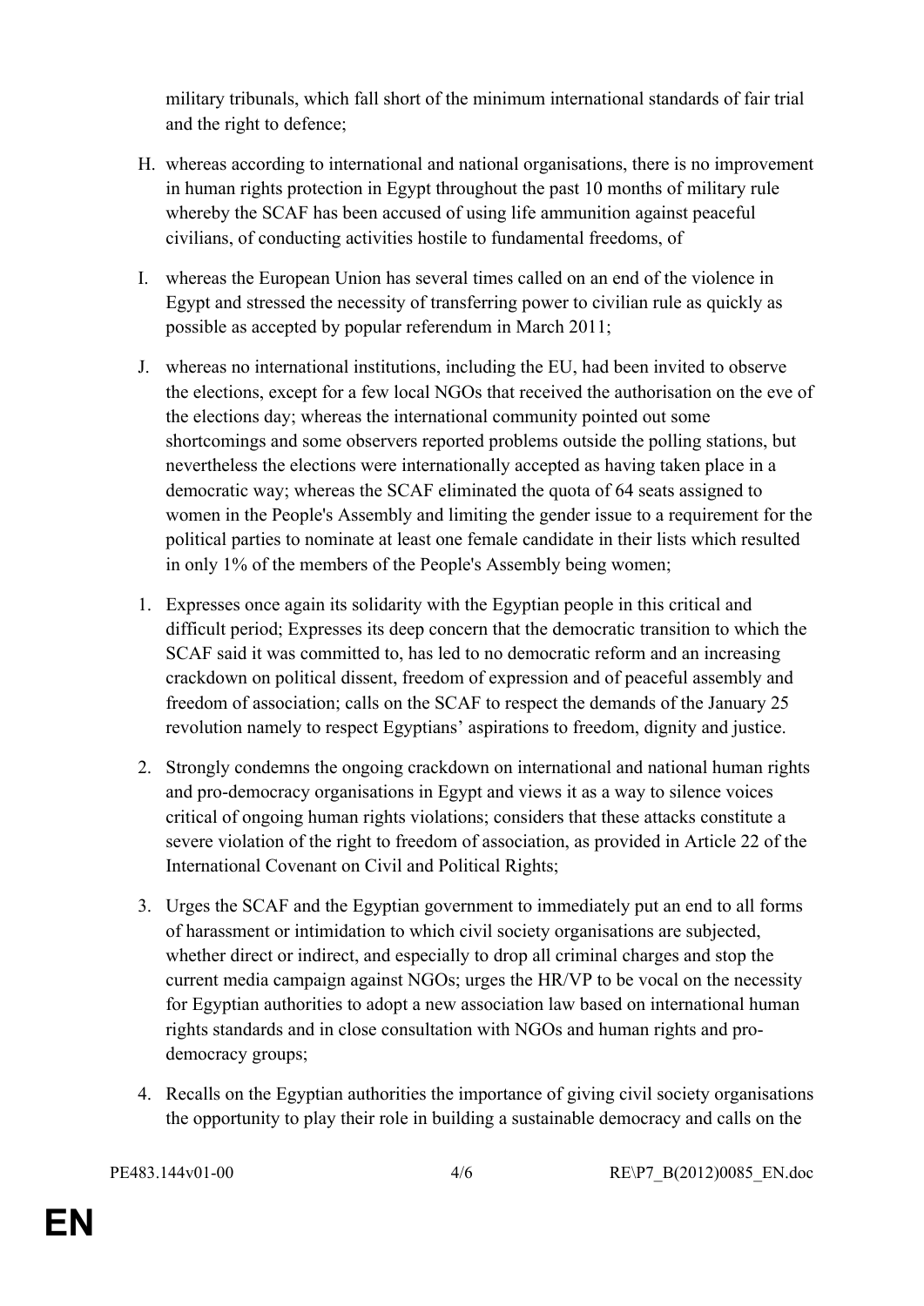military tribunals, which fall short of the minimum international standards of fair trial and the right to defence;

H. whereas according to international and national organisations, there is no improvement in human rights protection in Egypt throughout the past 10 months of military rule whereby the SCAF has been accused of using life ammunition against peaceful civilians, of conducting activities hostile to fundamental freedoms, of

I. whereas the European Union has several times called on an end of the violence in Egypt and stressed the necessity of transferring power to civilian rule as quickly as possible as accepted by popular referendum in March 2011;

J. whereas no international institutions, including the EU, had been invited to observe the elections, except for a few local NGOs that received the authorisation on the eve of the elections day; whereas the international community pointed out some shortcomings and some observers reported problems outside the polling stations, but nevertheless the elections were internationally accepted as having taken place in a democratic way; whereas the SCAF eliminated the quota of 64 seats assigned to women in the People's Assembly and limiting the gender issue to a requirement for the political parties to nominate at least one female candidate in their lists which resulted in only 1% of the members of the People's Assembly being women;

1. Expresses once again its solidarity with the Egyptian people in this critical and difficult period; Expresses its deep concern that the democratic transition to which the SCAF said it was committed to, has led to no democratic reform and an increasing crackdown on political dissent, freedom of expression and of peaceful assembly and freedom of association; calls on the SCAF to respect the demands of the January 25 revolution namely to respect Egyptians' aspirations to freedom, dignity and justice.

2. Strongly condemns the ongoing crackdown on international and national human rights and pro-democracy organisations in Egypt and views it as a way to silence voices critical of ongoing human rights violations; considers that these attacks constitute a severe violation of the right to freedom of association, as provided in Article 22 of the International Covenant on Civil and Political Rights;

3. Urges the SCAF and the Egyptian government to immediately put an end to all forms of harassment or intimidation to which civil society organisations are subjected, whether direct or indirect, and especially to drop all criminal charges and stop the current media campaign against NGOs; urges the HR/VP to be vocal on the necessity for Egyptian authorities to adopt a new association law based on international human rights standards and in close consultation with NGOs and human rights and pro-democracy groups;

4. Recalls on the Egyptian authorities the importance of giving civil society organisations the opportunity to play their role in building a sustainable democracy and calls on the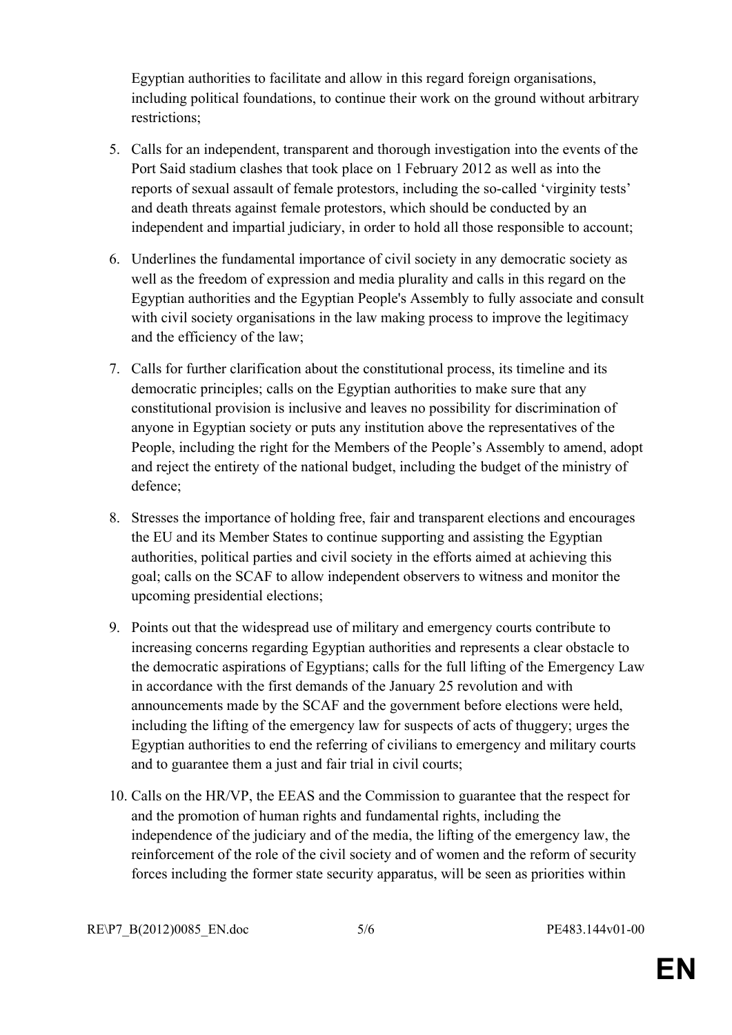Egyptian authorities to facilitate and allow in this regard foreign organisations, including political foundations, to continue their work on the ground without arbitrary restrictions;

5. Calls for an independent, transparent and thorough investigation into the events of the Port Said stadium clashes that took place on 1 February 2012 as well as into the reports of sexual assault of female protestors, including the so-called 'virginity tests' and death threats against female protestors, which should be conducted by an independent and impartial judiciary, in order to hold all those responsible to account;

6. Underlines the fundamental importance of civil society in any democratic society as well as the freedom of expression and media plurality and calls in this regard on the Egyptian authorities and the Egyptian People's Assembly to fully associate and consult with civil society organisations in the law making process to improve the legitimacy and the efficiency of the law;

7. Calls for further clarification about the constitutional process, its timeline and its democratic principles; calls on the Egyptian authorities to make sure that any constitutional provision is inclusive and leaves no possibility for discrimination of anyone in Egyptian society or puts any institution above the representatives of the People, including the right for the Members of the People's Assembly to amend, adopt and reject the entirety of the national budget, including the budget of the ministry of defence;

8. Stresses the importance of holding free, fair and transparent elections and encourages the EU and its Member States to continue supporting and assisting the Egyptian authorities, political parties and civil society in the efforts aimed at achieving this goal; calls on the SCAF to allow independent observers to witness and monitor the upcoming presidential elections;

9. Points out that the widespread use of military and emergency courts contribute to increasing concerns regarding Egyptian authorities and represents a clear obstacle to the democratic aspirations of Egyptians; calls for the full lifting of the Emergency Law in accordance with the first demands of the January 25 revolution and with announcements made by the SCAF and the government before elections were held, including the lifting of the emergency law for suspects of acts of thuggery; urges the Egyptian authorities to end the referring of civilians to emergency and military courts and to guarantee them a just and fair trial in civil courts;

10. Calls on the HR/VP, the EEAS and the Commission to guarantee that the respect for and the promotion of human rights and fundamental rights, including the independence of the judiciary and of the media, the lifting of the emergency law, the reinforcement of the role of the civil society and of women and the reform of security forces including the former state security apparatus, will be seen as priorities within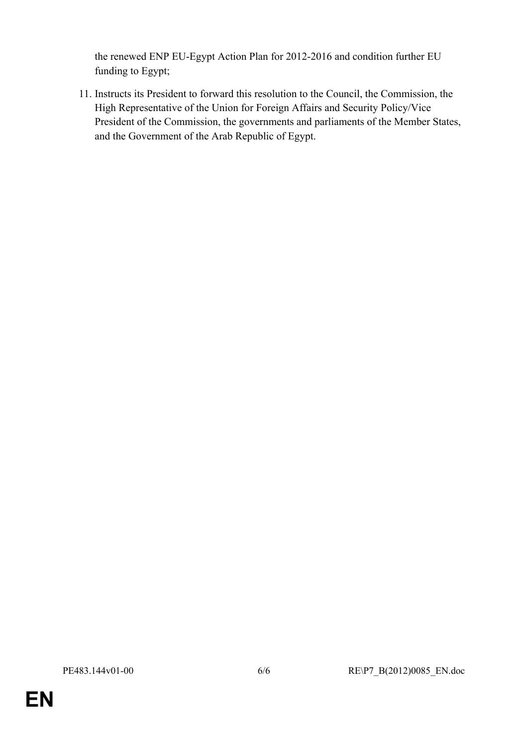the renewed ENP EU-Egypt Action Plan for 2012-2016 and condition further EU funding to Egypt;

11. Instructs its President to forward this resolution to the Council, the Commission, the High Representative of the Union for Foreign Affairs and Security Policy/Vice President of the Commission, the governments and parliaments of the Member States, and the Government of the Arab Republic of Egypt.